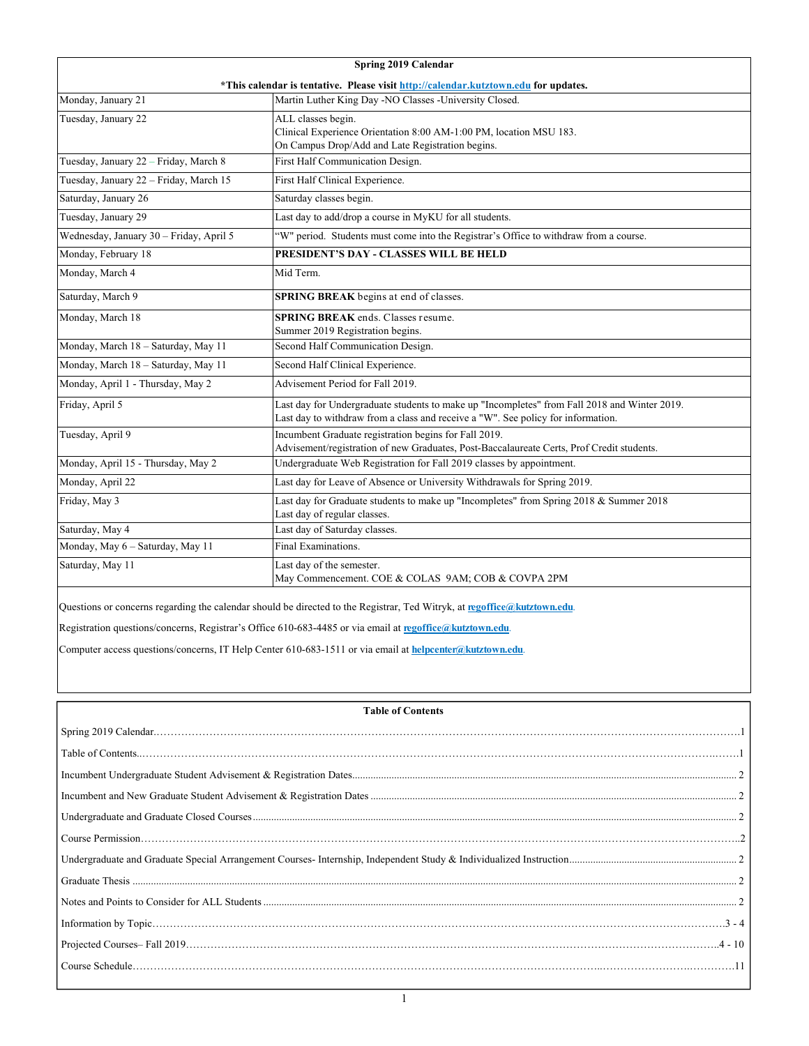## Spring 2019 Calendar

**\*This calendar is tentative. Please visit http://calendar.kutztown.edu for updates.**

| Date | Event |
|---|---|
| Monday, January 21 | Martin Luther King Day -NO Classes -University Closed. |
| Tuesday, January 22 | ALL classes begin.<br>Clinical Experience Orientation 8:00 AM-1:00 PM, location MSU 183.<br>On Campus Drop/Add and Late Registration begins. |
| Tuesday, January 22 – Friday, March 8 | First Half Communication Design. |
| Tuesday, January 22 – Friday, March 15 | First Half Clinical Experience. |
| Saturday, January 26 | Saturday classes begin. |
| Tuesday, January 29 | Last day to add/drop a course in MyKU for all students. |
| Wednesday, January 30 – Friday, April 5 | "W" period. Students must come into the Registrar's Office to withdraw from a course. |
| Monday, February 18 | **PRESIDENT'S DAY - CLASSES WILL BE HELD** |
| Monday, March 4 | Mid Term. |
| Saturday, March 9 | **SPRING BREAK** begins at end of classes. |
| Monday, March 18 | **SPRING BREAK** ends. Classes resume.<br>Summer 2019 Registration begins. |
| Monday, March 18 – Saturday, May 11 | Second Half Communication Design. |
| Monday, March 18 – Saturday, May 11 | Second Half Clinical Experience. |
| Monday, April 1 - Thursday, May 2 | Advisement Period for Fall 2019. |
| Friday, April 5 | Last day for Undergraduate students to make up "Incompletes" from Fall 2018 and Winter 2019.<br>Last day to withdraw from a class and receive a "W". See policy for information. |
| Tuesday, April 9 | Incumbent Graduate registration begins for Fall 2019.<br>Advisement/registration of new Graduates, Post-Baccalaureate Certs, Prof Credit students. |
| Monday, April 15 - Thursday, May 2 | Undergraduate Web Registration for Fall 2019 classes by appointment. |
| Monday, April 22 | Last day for Leave of Absence or University Withdrawals for Spring 2019. |
| Friday, May 3 | Last day for Graduate students to make up "Incompletes" from Spring 2018 & Summer 2018<br>Last day of regular classes. |
| Saturday, May 4 | Last day of Saturday classes. |
| Monday, May 6 – Saturday, May 11 | Final Examinations. |
| Saturday, May 11 | Last day of the semester.<br>May Commencement. COE & COLAS 9AM; COB & COVPA 2PM |

Questions or concerns regarding the calendar should be directed to the Registrar, Ted Witryk, at **regoffice@kutztown.edu**.

Registration questions/concerns, Registrar's Office 610-683-4485 or via email at **regoffice@kutztown.edu**.

Computer access questions/concerns, IT Help Center 610-683-1511 or via email at **helpcenter@kutztown.edu**.

## Table of Contents

| Section | Page |
|---|---|
| Spring 2019 Calendar | 1 |
| Table of Contents | 1 |
| Incumbent Undergraduate Student Advisement & Registration Dates | 2 |
| Incumbent and New Graduate Student Advisement & Registration Dates | 2 |
| Undergraduate and Graduate Closed Courses | 2 |
| Course Permission | 2 |
| Undergraduate and Graduate Special Arrangement Courses- Internship, Independent Study & Individualized Instruction | 2 |
| Graduate Thesis | 2 |
| Notes and Points to Consider for ALL Students | 2 |
| Information by Topic | 3 - 4 |
| Projected Courses– Fall 2019 | 4 - 10 |
| Course Schedule | 11 |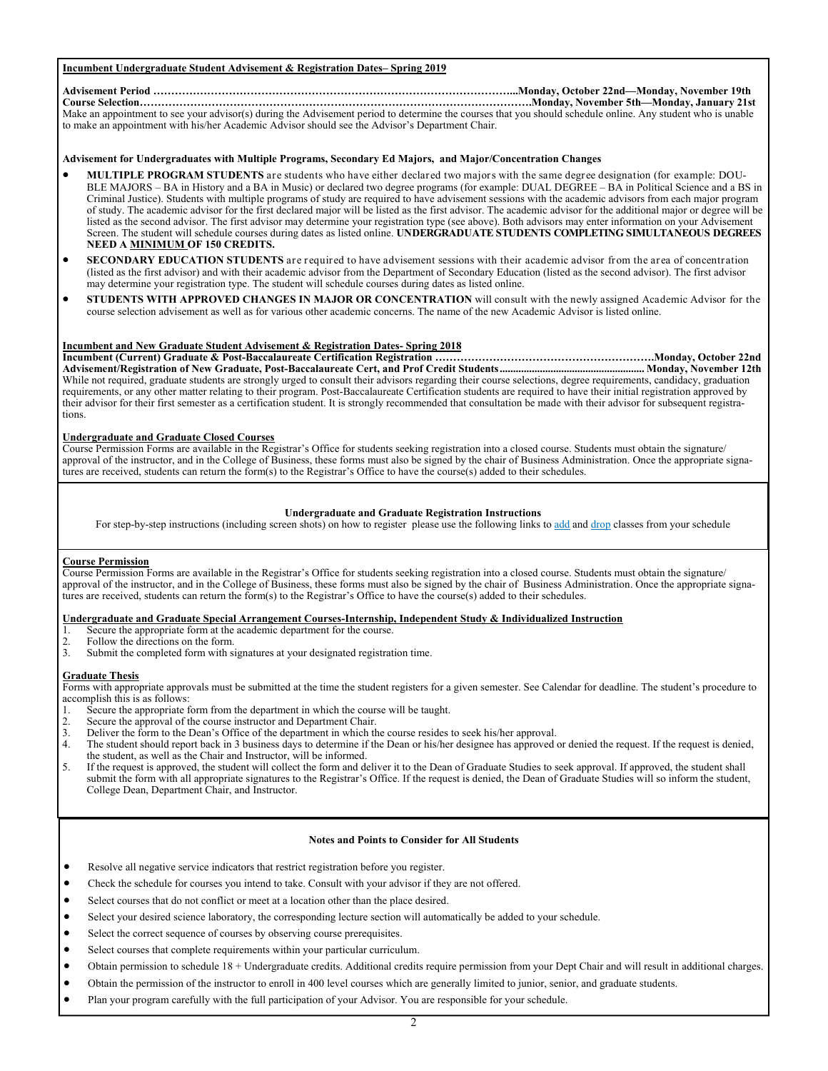**Incumbent Undergraduate Student Advisement & Registration Dates– Spring 2019**

**Advisement Period ………………………………………………………………………………………...Monday, October 22nd—Monday, November 19th**
**Course Selection……………………………………………………………………………………………….Monday, November 5th—Monday, January 21st**
Make an appointment to see your advisor(s) during the Advisement period to determine the courses that you should schedule online. Any student who is unable to make an appointment with his/her Academic Advisor should see the Advisor's Department Chair.

**Advisement for Undergraduates with Multiple Programs, Secondary Ed Majors, and Major/Concentration Changes**

- **MULTIPLE PROGRAM STUDENTS** are students who have either declared two majors with the same degree designation (for example: DOUBLE MAJORS – BA in History and a BA in Music) or declared two degree programs (for example: DUAL DEGREE – BA in Political Science and a BS in Criminal Justice). Students with multiple programs of study are required to have advisement sessions with the academic advisors from each major program of study. The academic advisor for the first declared major will be listed as the first advisor. The academic advisor for the additional major or degree will be listed as the second advisor. The first advisor may determine your registration type (see above). Both advisors may enter information on your Advisement Screen. The student will schedule courses during dates as listed online. **UNDERGRADUATE STUDENTS COMPLETING SIMULTANEOUS DEGREES NEED A MINIMUM OF 150 CREDITS.**
- **SECONDARY EDUCATION STUDENTS** are required to have advisement sessions with their academic advisor from the area of concentration (listed as the first advisor) and with their academic advisor from the Department of Secondary Education (listed as the second advisor). The first advisor may determine your registration type. The student will schedule courses during dates as listed online.
- **STUDENTS WITH APPROVED CHANGES IN MAJOR OR CONCENTRATION** will consult with the newly assigned Academic Advisor for the course selection advisement as well as for various other academic concerns. The name of the new Academic Advisor is listed online.

**Incumbent and New Graduate Student Advisement & Registration Dates- Spring 2018**
**Incumbent (Current) Graduate & Post-Baccalaureate Certification Registration …………………………………………………….Monday, October 22nd**
**Advisement/Registration of New Graduate, Post-Baccalaureate Cert, and Prof Credit Students..................................................... Monday, November 12th**
While not required, graduate students are strongly urged to consult their advisors regarding their course selections, degree requirements, candidacy, graduation requirements, or any other matter relating to their program. Post-Baccalaureate Certification students are required to have their initial registration approved by their advisor for their first semester as a certification student. It is strongly recommended that consultation be made with their advisor for subsequent registrations.

**Undergraduate and Graduate Closed Courses**
Course Permission Forms are available in the Registrar's Office for students seeking registration into a closed course. Students must obtain the signature/approval of the instructor, and in the College of Business, these forms must also be signed by the chair of Business Administration. Once the appropriate signatures are received, students can return the form(s) to the Registrar's Office to have the course(s) added to their schedules.

**Undergraduate and Graduate Registration Instructions**
For step-by-step instructions (including screen shots) on how to register please use the following links to add and drop classes from your schedule

**Course Permission**
Course Permission Forms are available in the Registrar's Office for students seeking registration into a closed course. Students must obtain the signature/approval of the instructor, and in the College of Business, these forms must also be signed by the chair of Business Administration. Once the appropriate signatures are received, students can return the form(s) to the Registrar's Office to have the course(s) added to their schedules.

**Undergraduate and Graduate Special Arrangement Courses-Internship, Independent Study & Individualized Instruction**
1. Secure the appropriate form at the academic department for the course.
2. Follow the directions on the form.
3. Submit the completed form with signatures at your designated registration time.

**Graduate Thesis**
Forms with appropriate approvals must be submitted at the time the student registers for a given semester. See Calendar for deadline. The student's procedure to accomplish this is as follows:
1. Secure the appropriate form from the department in which the course will be taught.
2. Secure the approval of the course instructor and Department Chair.
3. Deliver the form to the Dean's Office of the department in which the course resides to seek his/her approval.
4. The student should report back in 3 business days to determine if the Dean or his/her designee has approved or denied the request. If the request is denied, the student, as well as the Chair and Instructor, will be informed.
5. If the request is approved, the student will collect the form and deliver it to the Dean of Graduate Studies to seek approval. If approved, the student shall submit the form with all appropriate signatures to the Registrar's Office. If the request is denied, the Dean of Graduate Studies will so inform the student, College Dean, Department Chair, and Instructor.

**Notes and Points to Consider for All Students**

- Resolve all negative service indicators that restrict registration before you register.
- Check the schedule for courses you intend to take. Consult with your advisor if they are not offered.
- Select courses that do not conflict or meet at a location other than the place desired.
- Select your desired science laboratory, the corresponding lecture section will automatically be added to your schedule.
- Select the correct sequence of courses by observing course prerequisites.
- Select courses that complete requirements within your particular curriculum.
- Obtain permission to schedule 18 + Undergraduate credits. Additional credits require permission from your Dept Chair and will result in additional charges.
- Obtain the permission of the instructor to enroll in 400 level courses which are generally limited to junior, senior, and graduate students.
- Plan your program carefully with the full participation of your Advisor. You are responsible for your schedule.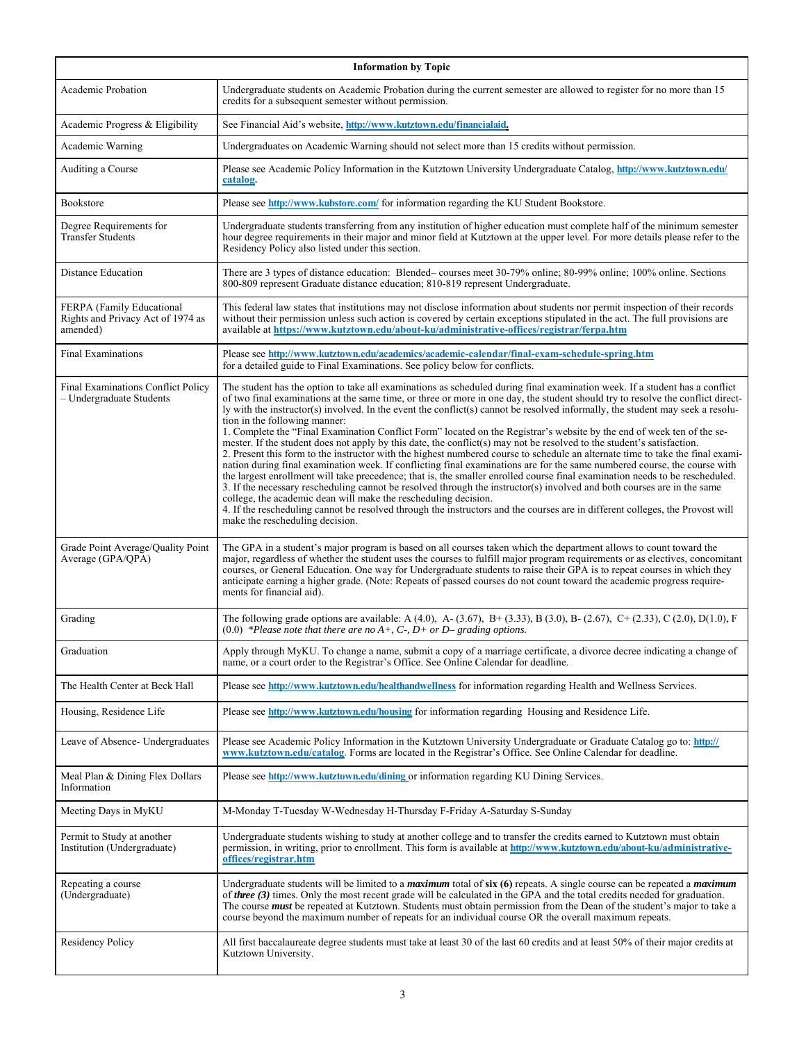| Information by Topic | |
|---|---|
| Academic Probation | Undergraduate students on Academic Probation during the current semester are allowed to register for no more than 15 credits for a subsequent semester without permission. |
| Academic Progress & Eligibility | See Financial Aid's website, **http://www.kutztown.edu/financialaid.** |
| Academic Warning | Undergraduates on Academic Warning should not select more than 15 credits without permission. |
| Auditing a Course | Please see Academic Policy Information in the Kutztown University Undergraduate Catalog, **http://www.kutztown.edu/catalog.** |
| Bookstore | Please see **http://www.kubstore.com/** for information regarding the KU Student Bookstore. |
| Degree Requirements for Transfer Students | Undergraduate students transferring from any institution of higher education must complete half of the minimum semester hour degree requirements in their major and minor field at Kutztown at the upper level. For more details please refer to the Residency Policy also listed under this section. |
| Distance Education | There are 3 types of distance education: Blended– courses meet 30-79% online; 80-99% online; 100% online. Sections 800-809 represent Graduate distance education; 810-819 represent Undergraduate. |
| FERPA (Family Educational Rights and Privacy Act of 1974 as amended) | This federal law states that institutions may not disclose information about students nor permit inspection of their records without their permission unless such action is covered by certain exceptions stipulated in the act. The full provisions are available at **https://www.kutztown.edu/about-ku/administrative-offices/registrar/ferpa.htm** |
| Final Examinations | Please see **http://www.kutztown.edu/academics/academic-calendar/final-exam-schedule-spring.htm** for a detailed guide to Final Examinations. See policy below for conflicts. |
| Final Examinations Conflict Policy – Undergraduate Students | The student has the option to take all examinations as scheduled during final examination week. If a student has a conflict of two final examinations at the same time, or three or more in one day, the student should try to resolve the conflict directly with the instructor(s) involved. In the event the conflict(s) cannot be resolved informally, the student may seek a resolution in the following manner:<br>1. Complete the "Final Examination Conflict Form" located on the Registrar's website by the end of week ten of the semester. If the student does not apply by this date, the conflict(s) may not be resolved to the student's satisfaction.<br>2. Present this form to the instructor with the highest numbered course to schedule an alternate time to take the final examination during final examination week. If conflicting final examinations are for the same numbered course, the course with the largest enrollment will take precedence; that is, the smaller enrolled course final examination needs to be rescheduled.<br>3. If the necessary rescheduling cannot be resolved through the instructor(s) involved and both courses are in the same college, the academic dean will make the rescheduling decision.<br>4. If the rescheduling cannot be resolved through the instructors and the courses are in different colleges, the Provost will make the rescheduling decision. |
| Grade Point Average/Quality Point Average (GPA/QPA) | The GPA in a student's major program is based on all courses taken which the department allows to count toward the major, regardless of whether the student uses the courses to fulfill major program requirements or as electives, concomitant courses, or General Education. One way for Undergraduate students to raise their GPA is to repeat courses in which they anticipate earning a higher grade. (Note: Repeats of passed courses do not count toward the academic progress requirements for financial aid). |
| Grading | The following grade options are available: A (4.0), A- (3.67), B+ (3.33), B (3.0), B- (2.67), C+ (2.33), C (2.0), D(1.0), F (0.0) *\*Please note that there are no A+, C-, D+ or D– grading options.* |
| Graduation | Apply through MyKU. To change a name, submit a copy of a marriage certificate, a divorce decree indicating a change of name, or a court order to the Registrar's Office. See Online Calendar for deadline. |
| The Health Center at Beck Hall | Please see **http://www.kutztown.edu/healthandwellness** for information regarding Health and Wellness Services. |
| Housing, Residence Life | Please see **http://www.kutztown.edu/housing** for information regarding Housing and Residence Life. |
| Leave of Absence- Undergraduates | Please see Academic Policy Information in the Kutztown University Undergraduate or Graduate Catalog go to: **http://www.kutztown.edu/catalog**. Forms are located in the Registrar's Office. See Online Calendar for deadline. |
| Meal Plan & Dining Flex Dollars Information | Please see **http://www.kutztown.edu/dining** or information regarding KU Dining Services. |
| Meeting Days in MyKU | M-Monday T-Tuesday W-Wednesday H-Thursday F-Friday A-Saturday S-Sunday |
| Permit to Study at another Institution (Undergraduate) | Undergraduate students wishing to study at another college and to transfer the credits earned to Kutztown must obtain permission, in writing, prior to enrollment. This form is available at **http://www.kutztown.edu/about-ku/administrative-offices/registrar.htm** |
| Repeating a course (Undergraduate) | Undergraduate students will be limited to a ***maximum*** total of **six (6)** repeats. A single course can be repeated a ***maximum*** of ***three (3)*** times. Only the most recent grade will be calculated in the GPA and the total credits needed for graduation. The course ***must*** be repeated at Kutztown. Students must obtain permission from the Dean of the student's major to take a course beyond the maximum number of repeats for an individual course OR the overall maximum repeats. |
| Residency Policy | All first baccalaureate degree students must take at least 30 of the last 60 credits and at least 50% of their major credits at Kutztown University. |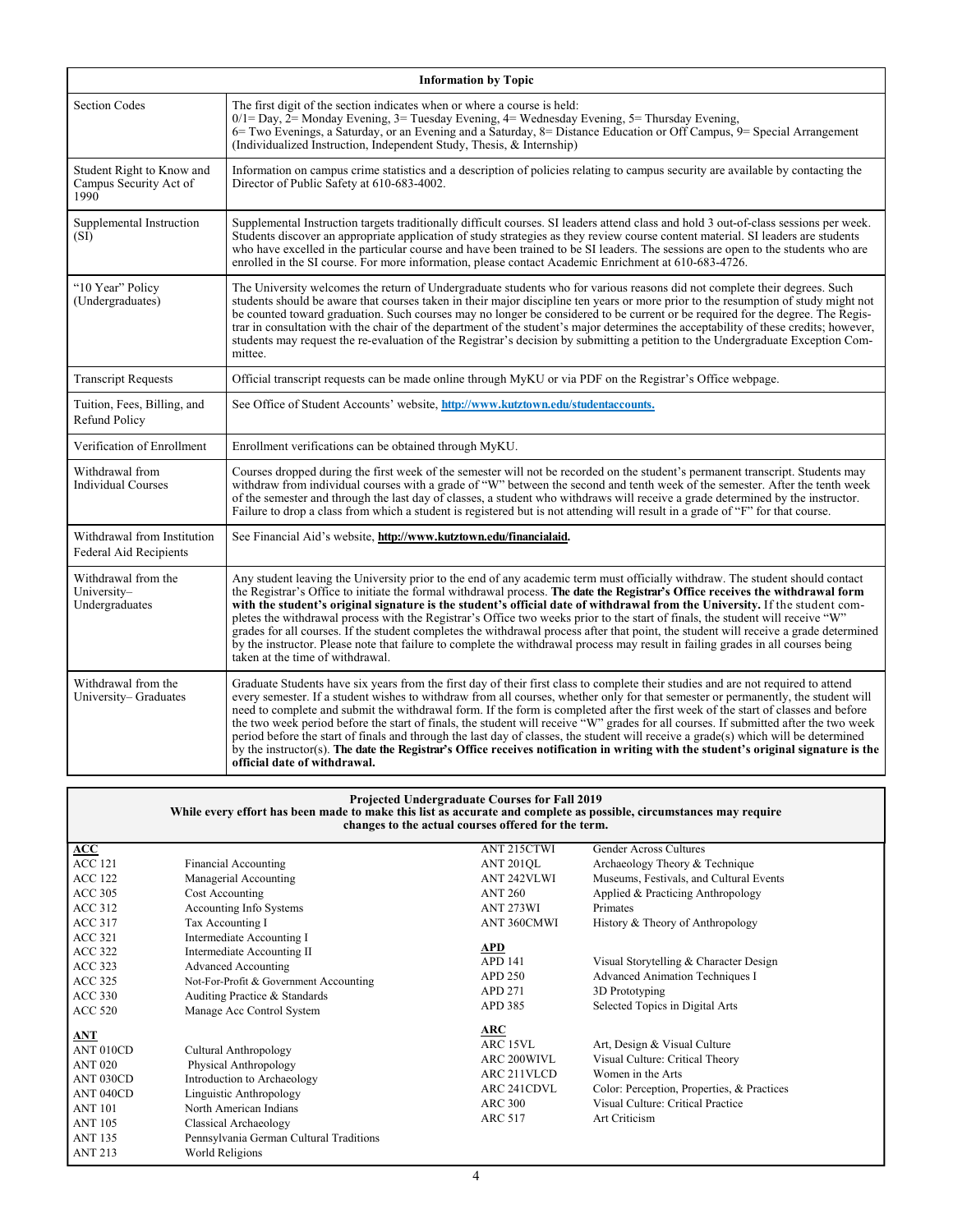| Information by Topic | |
|---|---|
| Section Codes | The first digit of the section indicates when or where a course is held: 0/1= Day, 2= Monday Evening, 3= Tuesday Evening, 4= Wednesday Evening, 5= Thursday Evening, 6= Two Evenings, a Saturday, or an Evening and a Saturday, 8= Distance Education or Off Campus, 9= Special Arrangement (Individualized Instruction, Independent Study, Thesis, & Internship) |
| Student Right to Know and Campus Security Act of 1990 | Information on campus crime statistics and a description of policies relating to campus security are available by contacting the Director of Public Safety at 610-683-4002. |
| Supplemental Instruction (SI) | Supplemental Instruction targets traditionally difficult courses. SI leaders attend class and hold 3 out-of-class sessions per week. Students discover an appropriate application of study strategies as they review course content material. SI leaders are students who have excelled in the particular course and have been trained to be SI leaders. The sessions are open to the students who are enrolled in the SI course. For more information, please contact Academic Enrichment at 610-683-4726. |
| "10 Year" Policy (Undergraduates) | The University welcomes the return of Undergraduate students who for various reasons did not complete their degrees. Such students should be aware that courses taken in their major discipline ten years or more prior to the resumption of study might not be counted toward graduation. Such courses may no longer be considered to be current or be required for the degree. The Registrar in consultation with the chair of the department of the student's major determines the acceptability of these credits; however, students may request the re-evaluation of the Registrar's decision by submitting a petition to the Undergraduate Exception Committee. |
| Transcript Requests | Official transcript requests can be made online through MyKU or via PDF on the Registrar's Office webpage. |
| Tuition, Fees, Billing, and Refund Policy | See Office of Student Accounts' website, **http://www.kutztown.edu/studentaccounts.** |
| Verification of Enrollment | Enrollment verifications can be obtained through MyKU. |
| Withdrawal from Individual Courses | Courses dropped during the first week of the semester will not be recorded on the student's permanent transcript. Students may withdraw from individual courses with a grade of "W" between the second and tenth week of the semester. After the tenth week of the semester and through the last day of classes, a student who withdraws will receive a grade determined by the instructor. Failure to drop a class from which a student is registered but is not attending will result in a grade of "F" for that course. |
| Withdrawal from Institution Federal Aid Recipients | See Financial Aid's website, **http://www.kutztown.edu/financialaid.** |
| Withdrawal from the University–Undergraduates | Any student leaving the University prior to the end of any academic term must officially withdraw. The student should contact the Registrar's Office to initiate the formal withdrawal process. **The date the Registrar's Office receives the withdrawal form with the student's original signature is the student's official date of withdrawal from the University.** If the student completes the withdrawal process with the Registrar's Office two weeks prior to the start of finals, the student will receive "W" grades for all courses. If the student completes the withdrawal process after that point, the student will receive a grade determined by the instructor. Please note that failure to complete the withdrawal process may result in failing grades in all courses being taken at the time of withdrawal. |
| Withdrawal from the University– Graduates | Graduate Students have six years from the first day of their first class to complete their studies and are not required to attend every semester. If a student wishes to withdraw from all courses, whether only for that semester or permanently, the student will need to complete and submit the withdrawal form. If the form is completed after the first week of the start of classes and before the two week period before the start of finals, the student will receive "W" grades for all courses. If submitted after the two week period before the start of finals and through the last day of classes, the student will receive a grade(s) which will be determined by the instructor(s). **The date the Registrar's Office receives notification in writing with the student's original signature is the official date of withdrawal.** |

## Projected Undergraduate Courses for Fall 2019

**While every effort has been made to make this list as accurate and complete as possible, circumstances may require changes to the actual courses offered for the term.**

**ACC**

| | |
|---|---|
| ACC 121 | Financial Accounting |
| ACC 122 | Managerial Accounting |
| ACC 305 | Cost Accounting |
| ACC 312 | Accounting Info Systems |
| ACC 317 | Tax Accounting I |
| ACC 321 | Intermediate Accounting I |
| ACC 322 | Intermediate Accounting II |
| ACC 323 | Advanced Accounting |
| ACC 325 | Not-For-Profit & Government Accounting |
| ACC 330 | Auditing Practice & Standards |
| ACC 520 | Manage Acc Control System |

**ANT**

| | |
|---|---|
| ANT 010CD | Cultural Anthropology |
| ANT 020 | Physical Anthropology |
| ANT 030CD | Introduction to Archaeology |
| ANT 040CD | Linguistic Anthropology |
| ANT 101 | North American Indians |
| ANT 105 | Classical Archaeology |
| ANT 135 | Pennsylvania German Cultural Traditions |
| ANT 213 | World Religions |
| ANT 215CTWI | Gender Across Cultures |
| ANT 201QL | Archaeology Theory & Technique |
| ANT 242VLWI | Museums, Festivals, and Cultural Events |
| ANT 260 | Applied & Practicing Anthropology |
| ANT 273WI | Primates |
| ANT 360CMWI | History & Theory of Anthropology |

**APD**

| | |
|---|---|
| APD 141 | Visual Storytelling & Character Design |
| APD 250 | Advanced Animation Techniques I |
| APD 271 | 3D Prototyping |
| APD 385 | Selected Topics in Digital Arts |

**ARC**

| | |
|---|---|
| ARC 15VL | Art, Design & Visual Culture |
| ARC 200WIVL | Visual Culture: Critical Theory |
| ARC 211VLCD | Women in the Arts |
| ARC 241CDVL | Color: Perception, Properties, & Practices |
| ARC 300 | Visual Culture: Critical Practice |
| ARC 517 | Art Criticism |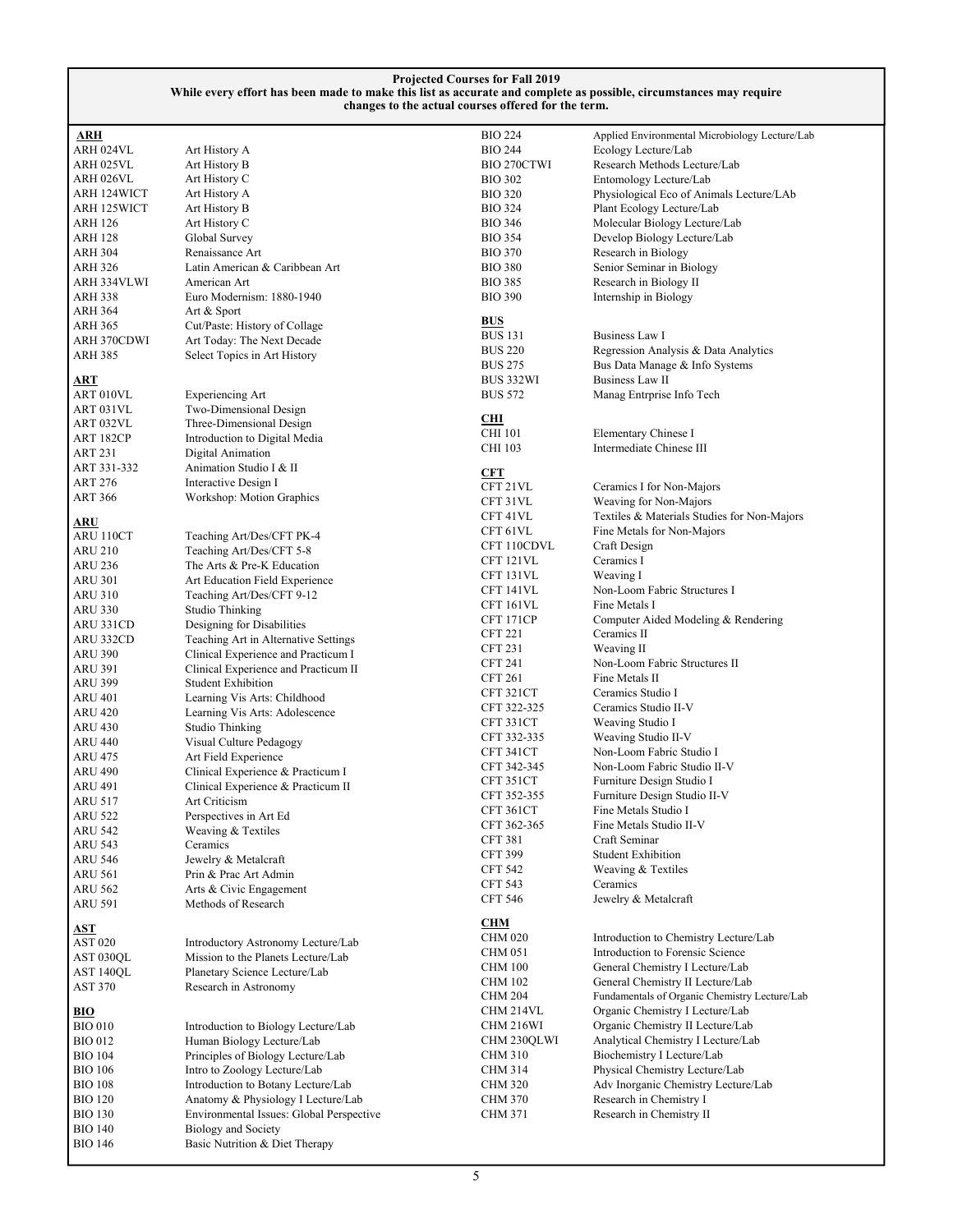**Projected Courses for Fall 2019**
**While every effort has been made to make this list as accurate and complete as possible, circumstances may require changes to the actual courses offered for the term.**

**ARH**

| | |
|---|---|
| ARH 024VL | Art History A |
| ARH 025VL | Art History B |
| ARH 026VL | Art History C |
| ARH 124WICT | Art History A |
| ARH 125WICT | Art History B |
| ARH 126 | Art History C |
| ARH 128 | Global Survey |
| ARH 304 | Renaissance Art |
| ARH 326 | Latin American & Caribbean Art |
| ARH 334VLWI | American Art |
| ARH 338 | Euro Modernism: 1880-1940 |
| ARH 364 | Art & Sport |
| ARH 365 | Cut/Paste: History of Collage |
| ARH 370CDWI | Art Today: The Next Decade |
| ARH 385 | Select Topics in Art History |

**ART**

| | |
|---|---|
| ART 010VL | Experiencing Art |
| ART 031VL | Two-Dimensional Design |
| ART 032VL | Three-Dimensional Design |
| ART 182CP | Introduction to Digital Media |
| ART 231 | Digital Animation |
| ART 331-332 | Animation Studio I & II |
| ART 276 | Interactive Design I |
| ART 366 | Workshop: Motion Graphics |

**ARU**

| | |
|---|---|
| ARU 110CT | Teaching Art/Des/CFT PK-4 |
| ARU 210 | Teaching Art/Des/CFT 5-8 |
| ARU 236 | The Arts & Pre-K Education |
| ARU 301 | Art Education Field Experience |
| ARU 310 | Teaching Art/Des/CFT 9-12 |
| ARU 330 | Studio Thinking |
| ARU 331CD | Designing for Disabilities |
| ARU 332CD | Teaching Art in Alternative Settings |
| ARU 390 | Clinical Experience and Practicum I |
| ARU 391 | Clinical Experience and Practicum II |
| ARU 399 | Student Exhibition |
| ARU 401 | Learning Vis Arts: Childhood |
| ARU 420 | Learning Vis Arts: Adolescence |
| ARU 430 | Studio Thinking |
| ARU 440 | Visual Culture Pedagogy |
| ARU 475 | Art Field Experience |
| ARU 490 | Clinical Experience & Practicum I |
| ARU 491 | Clinical Experience & Practicum II |
| ARU 517 | Art Criticism |
| ARU 522 | Perspectives in Art Ed |
| ARU 542 | Weaving & Textiles |
| ARU 543 | Ceramics |
| ARU 546 | Jewelry & Metalcraft |
| ARU 561 | Prin & Prac Art Admin |
| ARU 562 | Arts & Civic Engagement |
| ARU 591 | Methods of Research |

**AST**

| | |
|---|---|
| AST 020 | Introductory Astronomy Lecture/Lab |
| AST 030QL | Mission to the Planets Lecture/Lab |
| AST 140QL | Planetary Science Lecture/Lab |
| AST 370 | Research in Astronomy |

**BIO**

| | |
|---|---|
| BIO 010 | Introduction to Biology Lecture/Lab |
| BIO 012 | Human Biology Lecture/Lab |
| BIO 104 | Principles of Biology Lecture/Lab |
| BIO 106 | Intro to Zoology Lecture/Lab |
| BIO 108 | Introduction to Botany Lecture/Lab |
| BIO 120 | Anatomy & Physiology I Lecture/Lab |
| BIO 130 | Environmental Issues: Global Perspective |
| BIO 140 | Biology and Society |
| BIO 146 | Basic Nutrition & Diet Therapy |
| BIO 224 | Applied Environmental Microbiology Lecture/Lab |
| BIO 244 | Ecology Lecture/Lab |
| BIO 270CTWI | Research Methods Lecture/Lab |
| BIO 302 | Entomology Lecture/Lab |
| BIO 320 | Physiological Eco of Animals Lecture/LAb |
| BIO 324 | Plant Ecology Lecture/Lab |
| BIO 346 | Molecular Biology Lecture/Lab |
| BIO 354 | Develop Biology Lecture/Lab |
| BIO 370 | Research in Biology |
| BIO 380 | Senior Seminar in Biology |
| BIO 385 | Research in Biology II |
| BIO 390 | Internship in Biology |

**BUS**

| | |
|---|---|
| BUS 131 | Business Law I |
| BUS 220 | Regression Analysis & Data Analytics |
| BUS 275 | Bus Data Manage & Info Systems |
| BUS 332WI | Business Law II |
| BUS 572 | Manag Entrprise Info Tech |

**CHI**

| | |
|---|---|
| CHI 101 | Elementary Chinese I |
| CHI 103 | Intermediate Chinese III |

**CFT**

| | |
|---|---|
| CFT 21VL | Ceramics I for Non-Majors |
| CFT 31VL | Weaving for Non-Majors |
| CFT 41VL | Textiles & Materials Studies for Non-Majors |
| CFT 61VL | Fine Metals for Non-Majors |
| CFT 110CDVL | Craft Design |
| CFT 121VL | Ceramics I |
| CFT 131VL | Weaving I |
| CFT 141VL | Non-Loom Fabric Structures I |
| CFT 161VL | Fine Metals I |
| CFT 171CP | Computer Aided Modeling & Rendering |
| CFT 221 | Ceramics II |
| CFT 231 | Weaving II |
| CFT 241 | Non-Loom Fabric Structures II |
| CFT 261 | Fine Metals II |
| CFT 321CT | Ceramics Studio I |
| CFT 322-325 | Ceramics Studio II-V |
| CFT 331CT | Weaving Studio I |
| CFT 332-335 | Weaving Studio II-V |
| CFT 341CT | Non-Loom Fabric Studio I |
| CFT 342-345 | Non-Loom Fabric Studio II-V |
| CFT 351CT | Furniture Design Studio I |
| CFT 352-355 | Furniture Design Studio II-V |
| CFT 361CT | Fine Metals Studio I |
| CFT 362-365 | Fine Metals Studio II-V |
| CFT 381 | Craft Seminar |
| CFT 399 | Student Exhibition |
| CFT 542 | Weaving & Textiles |
| CFT 543 | Ceramics |
| CFT 546 | Jewelry & Metalcraft |

**CHM**

| | |
|---|---|
| CHM 020 | Introduction to Chemistry Lecture/Lab |
| CHM 051 | Introduction to Forensic Science |
| CHM 100 | General Chemistry I Lecture/Lab |
| CHM 102 | General Chemistry II Lecture/Lab |
| CHM 204 | Fundamentals of Organic Chemistry Lecture/Lab |
| CHM 214VL | Organic Chemistry I Lecture/Lab |
| CHM 216WI | Organic Chemistry II Lecture/Lab |
| CHM 230QLWI | Analytical Chemistry I Lecture/Lab |
| CHM 310 | Biochemistry I Lecture/Lab |
| CHM 314 | Physical Chemistry Lecture/Lab |
| CHM 320 | Adv Inorganic Chemistry Lecture/Lab |
| CHM 370 | Research in Chemistry I |
| CHM 371 | Research in Chemistry II |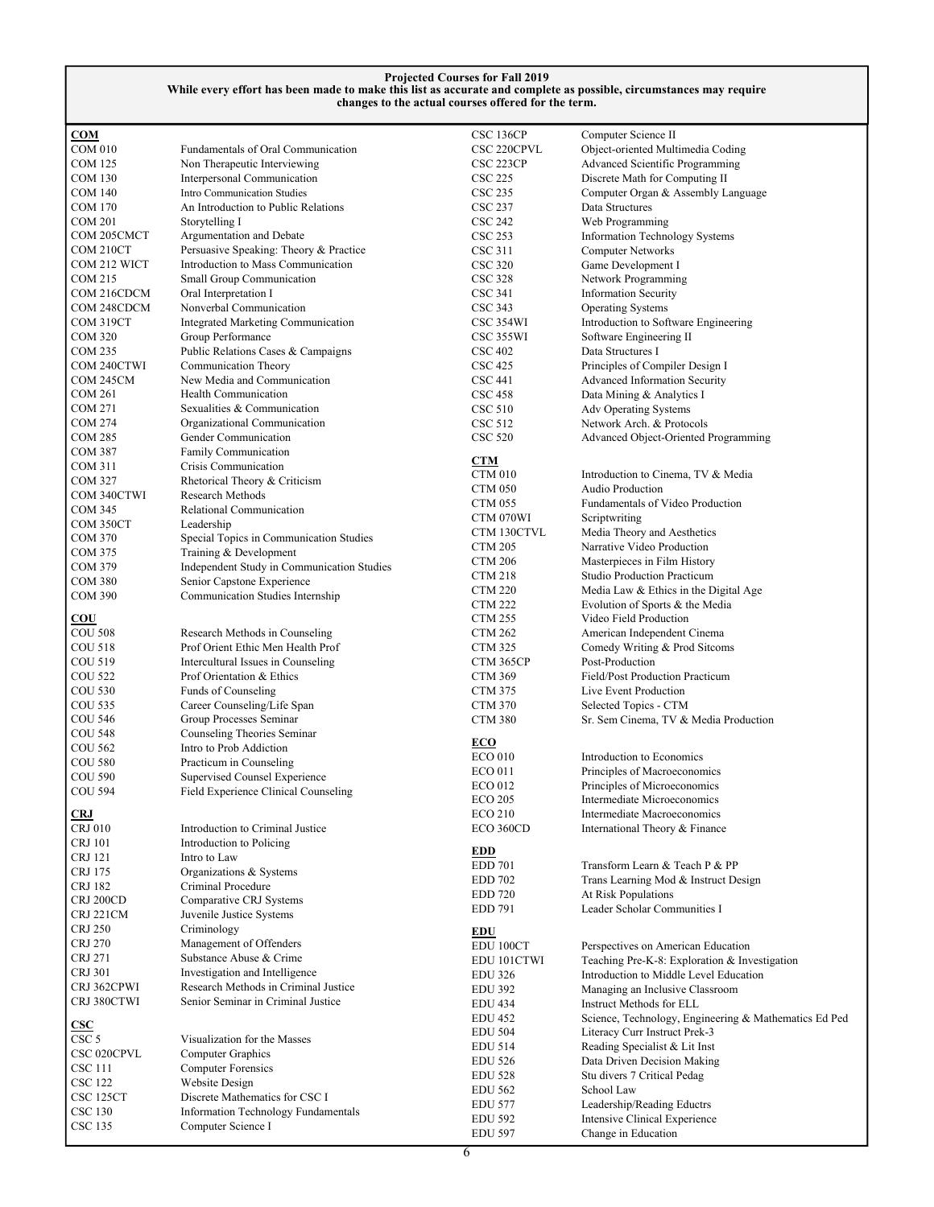**Projected Courses for Fall 2019**
**While every effort has been made to make this list as accurate and complete as possible, circumstances may require changes to the actual courses offered for the term.**

### COM

| | |
|---|---|
| COM 010 | Fundamentals of Oral Communication |
| COM 125 | Non Therapeutic Interviewing |
| COM 130 | Interpersonal Communication |
| COM 140 | Intro Communication Studies |
| COM 170 | An Introduction to Public Relations |
| COM 201 | Storytelling I |
| COM 205CMCT | Argumentation and Debate |
| COM 210CT | Persuasive Speaking: Theory & Practice |
| COM 212 WICT | Introduction to Mass Communication |
| COM 215 | Small Group Communication |
| COM 216CDCM | Oral Interpretation I |
| COM 248CDCM | Nonverbal Communication |
| COM 319CT | Integrated Marketing Communication |
| COM 320 | Group Performance |
| COM 235 | Public Relations Cases & Campaigns |
| COM 240CTWI | Communication Theory |
| COM 245CM | New Media and Communication |
| COM 261 | Health Communication |
| COM 271 | Sexualities & Communication |
| COM 274 | Organizational Communication |
| COM 285 | Gender Communication |
| COM 387 | Family Communication |
| COM 311 | Crisis Communication |
| COM 327 | Rhetorical Theory & Criticism |
| COM 340CTWI | Research Methods |
| COM 345 | Relational Communication |
| COM 350CT | Leadership |
| COM 370 | Special Topics in Communication Studies |
| COM 375 | Training & Development |
| COM 379 | Independent Study in Communication Studies |
| COM 380 | Senior Capstone Experience |
| COM 390 | Communication Studies Internship |

### COU

| | |
|---|---|
| COU 508 | Research Methods in Counseling |
| COU 518 | Prof Orient Ethic Men Health Prof |
| COU 519 | Intercultural Issues in Counseling |
| COU 522 | Prof Orientation & Ethics |
| COU 530 | Funds of Counseling |
| COU 535 | Career Counseling/Life Span |
| COU 546 | Group Processes Seminar |
| COU 548 | Counseling Theories Seminar |
| COU 562 | Intro to Prob Addiction |
| COU 580 | Practicum in Counseling |
| COU 590 | Supervised Counsel Experience |
| COU 594 | Field Experience Clinical Counseling |

### CRJ

| | |
|---|---|
| CRJ 010 | Introduction to Criminal Justice |
| CRJ 101 | Introduction to Policing |
| CRJ 121 | Intro to Law |
| CRJ 175 | Organizations & Systems |
| CRJ 182 | Criminal Procedure |
| CRJ 200CD | Comparative CRJ Systems |
| CRJ 221CM | Juvenile Justice Systems |
| CRJ 250 | Criminology |
| CRJ 270 | Management of Offenders |
| CRJ 271 | Substance Abuse & Crime |
| CRJ 301 | Investigation and Intelligence |
| CRJ 362CPWI | Research Methods in Criminal Justice |
| CRJ 380CTWI | Senior Seminar in Criminal Justice |

### CSC

| | |
|---|---|
| CSC 5 | Visualization for the Masses |
| CSC 020CPVL | Computer Graphics |
| CSC 111 | Computer Forensics |
| CSC 122 | Website Design |
| CSC 125CT | Discrete Mathematics for CSC I |
| CSC 130 | Information Technology Fundamentals |
| CSC 135 | Computer Science I |
| CSC 136CP | Computer Science II |
| CSC 220CPVL | Object-oriented Multimedia Coding |
| CSC 223CP | Advanced Scientific Programming |
| CSC 225 | Discrete Math for Computing II |
| CSC 235 | Computer Organ & Assembly Language |
| CSC 237 | Data Structures |
| CSC 242 | Web Programming |
| CSC 253 | Information Technology Systems |
| CSC 311 | Computer Networks |
| CSC 320 | Game Development I |
| CSC 328 | Network Programming |
| CSC 341 | Information Security |
| CSC 343 | Operating Systems |
| CSC 354WI | Introduction to Software Engineering |
| CSC 355WI | Software Engineering II |
| CSC 402 | Data Structures I |
| CSC 425 | Principles of Compiler Design I |
| CSC 441 | Advanced Information Security |
| CSC 458 | Data Mining & Analytics I |
| CSC 510 | Adv Operating Systems |
| CSC 512 | Network Arch. & Protocols |
| CSC 520 | Advanced Object-Oriented Programming |

### CTM

| | |
|---|---|
| CTM 010 | Introduction to Cinema, TV & Media |
| CTM 050 | Audio Production |
| CTM 055 | Fundamentals of Video Production |
| CTM 070WI | Scriptwriting |
| CTM 130CTVL | Media Theory and Aesthetics |
| CTM 205 | Narrative Video Production |
| CTM 206 | Masterpieces in Film History |
| CTM 218 | Studio Production Practicum |
| CTM 220 | Media Law & Ethics in the Digital Age |
| CTM 222 | Evolution of Sports & the Media |
| CTM 255 | Video Field Production |
| CTM 262 | American Independent Cinema |
| CTM 325 | Comedy Writing & Prod Sitcoms |
| CTM 365CP | Post-Production |
| CTM 369 | Field/Post Production Practicum |
| CTM 375 | Live Event Production |
| CTM 370 | Selected Topics - CTM |
| CTM 380 | Sr. Sem Cinema, TV & Media Production |

### ECO

| | |
|---|---|
| ECO 010 | Introduction to Economics |
| ECO 011 | Principles of Macroeconomics |
| ECO 012 | Principles of Microeconomics |
| ECO 205 | Intermediate Microeconomics |
| ECO 210 | Intermediate Macroeconomics |
| ECO 360CD | International Theory & Finance |

### EDD

| | |
|---|---|
| EDD 701 | Transform Learn & Teach P & PP |
| EDD 702 | Trans Learning Mod & Instruct Design |
| EDD 720 | At Risk Populations |
| EDD 791 | Leader Scholar Communities I |

### EDU

| | |
|---|---|
| EDU 100CT | Perspectives on American Education |
| EDU 101CTWI | Teaching Pre-K-8: Exploration & Investigation |
| EDU 326 | Introduction to Middle Level Education |
| EDU 392 | Managing an Inclusive Classroom |
| EDU 434 | Instruct Methods for ELL |
| EDU 452 | Science, Technology, Engineering & Mathematics Ed Ped |
| EDU 504 | Literacy Curr Instruct Prek-3 |
| EDU 514 | Reading Specialist & Lit Inst |
| EDU 526 | Data Driven Decision Making |
| EDU 528 | Stu divers 7 Critical Pedag |
| EDU 562 | School Law |
| EDU 577 | Leadership/Reading Eductrs |
| EDU 592 | Intensive Clinical Experience |
| EDU 597 | Change in Education |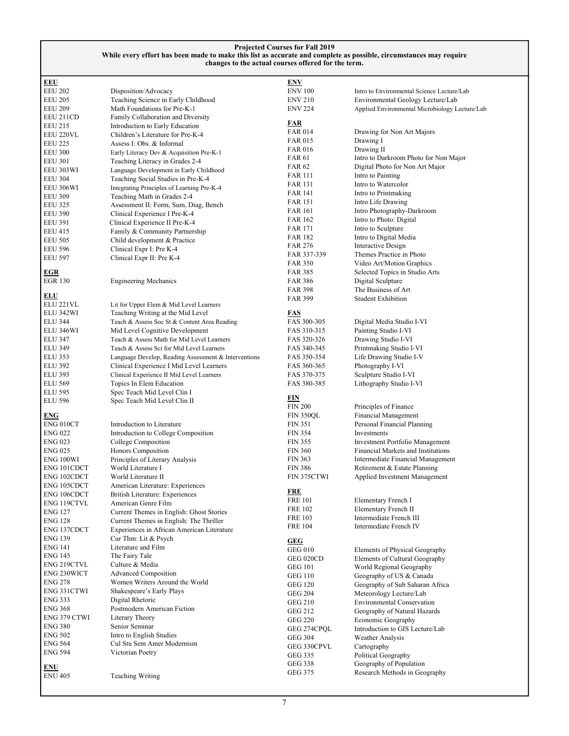**Projected Courses for Fall 2019**

**While every effort has been made to make this list as accurate and complete as possible, circumstances may require changes to the actual courses offered for the term.**

**EEU**

| | |
|---|---|
| EEU 202 | Disposition/Advocacy |
| EEU 205 | Teaching Science in Early Childhood |
| EEU 209 | Math Foundations for Pre-K-1 |
| EEU 211CD | Family Collaboration and Diversity |
| EEU 215 | Introduction to Early Education |
| EEU 220VL | Children's Literature for Pre-K-4 |
| EEU 225 | Assess I: Obs. & Informal |
| EEU 300 | Early Literacy Dev & Acquisition Pre-K-1 |
| EEU 301 | Teaching Literacy in Grades 2-4 |
| EEU 303WI | Language Development in Early Childhood |
| EEU 304 | Teaching Social Studies in Pre-K-4 |
| EEU 306WI | Integrating Principles of Learning Pre-K-4 |
| EEU 309 | Teaching Math in Grades 2-4 |
| EEU 325 | Assessment II: Form, Sum, Diag, Bench |
| EEU 390 | Clinical Experience I Pre-K-4 |
| EEU 391 | Clinical Experience II Pre-K-4 |
| EEU 415 | Family & Community Partnership |
| EEU 505 | Child development & Practice |
| EEU 596 | Clinical Expr I: Pre K-4 |
| EEU 597 | Clinical Expr II: Pre K-4 |

**EGR**

| | |
|---|---|
| EGR 130 | Engineering Mechanics |

**ELU**

| | |
|---|---|
| ELU 221VL | Lit for Upper Elem & Mid Level Learners |
| ELU 342WI | Teaching Writing at the Mid Level |
| ELU 344 | Teach & Assess Soc St & Content Area Reading |
| ELU 346WI | Mid Level Cognitive Development |
| ELU 347 | Teach & Assess Math for Mid Level Learners |
| ELU 349 | Teach & Assess Sci for Mid Level Learners |
| ELU 353 | Language Develop, Reading Assessment & Interventions |
| ELU 392 | Clinical Experience I Mid Level Learners |
| ELU 393 | Clinical Experience II Mid Level Learners |
| ELU 569 | Topics In Elem Education |
| ELU 595 | Spec Teach Mid Level Clin I |
| ELU 596 | Spec Teach Mid Level Clin II |

**ENG**

| | |
|---|---|
| ENG 010CT | Introduction to Literature |
| ENG 022 | Introduction to College Composition |
| ENG 023 | College Composition |
| ENG 025 | Honors Composition |
| ENG 100WI | Principles of Literary Analysis |
| ENG 101CDCT | World Literature I |
| ENG 102CDCT | World Literature II |
| ENG 105CDCT | American Literature: Experiences |
| ENG 106CDCT | British Literature: Experiences |
| ENG 119CTVL | American Genre Film |
| ENG 127 | Current Themes in English: Ghost Stories |
| ENG 128 | Current Themes in English: The Thriller |
| ENG 137CDCT | Experiences in African American Literature |
| ENG 139 | Cur Thm: Lit & Psych |
| ENG 141 | Literature and Film |
| ENG 145 | The Fairy Tale |
| ENG 219CTVL | Culture & Media |
| ENG 230WICT | Advanced Composition |
| ENG 278 | Women Writers Around the World |
| ENG 331CTWI | Shakespeare's Early Plays |
| ENG 333 | Digital Rhetoric |
| ENG 368 | Postmodern American Fiction |
| ENG 379 CTWI | Literary Theory |
| ENG 380 | Senior Seminar |
| ENG 502 | Intro to English Studies |
| ENG 564 | Cul Stu Sem Amer Modernism |
| ENG 594 | Victorian Poetry |

**ENU**

| | |
|---|---|
| ENU 405 | Teaching Writing |

**ENV**

| | |
|---|---|
| ENV 100 | Intro to Environmental Science Lecture/Lab |
| ENV 210 | Environmental Geology Lecture/Lab |
| ENV 224 | Applied Environmental Microbiology Lecture/Lab |

**FAR**

| | |
|---|---|
| FAR 014 | Drawing for Non Art Majors |
| FAR 015 | Drawing I |
| FAR 016 | Drawing II |
| FAR 61 | Intro to Darkroom Photo for Non Major |
| FAR 62 | Digital Photo for Non Art Major |
| FAR 111 | Intro to Painting |
| FAR 131 | Intro to Watercolor |
| FAR 141 | Intro to Printmaking |
| FAR 151 | Intro Life Drawing |
| FAR 161 | Intro Photography-Darkroom |
| FAR 162 | Intro to Photo: Digital |
| FAR 171 | Intro to Sculpture |
| FAR 182 | Intro to Digital Media |
| FAR 276 | Interactive Design |
| FAR 337-339 | Themes Practice in Photo |
| FAR 350 | Video Art/Motion Graphics |
| FAR 385 | Selected Topics in Studio Arts |
| FAR 386 | Digital Sculpture |
| FAR 398 | The Business of Art |
| FAR 399 | Student Exhibition |

**FAS**

| | |
|---|---|
| FAS 300-305 | Digital Media Studio I-VI |
| FAS 310-315 | Painting Studio I-VI |
| FAS 320-326 | Drawing Studio I-VI |
| FAS 340-345 | Printmaking Studio I-VI |
| FAS 350-354 | Life Drawing Studio I-V |
| FAS 360-365 | Photography I-VI |
| FAS 370-375 | Sculpture Studio I-VI |
| FAS 380-385 | Lithography Studio I-VI |

**FIN**

| | |
|---|---|
| FIN 200 | Principles of Finance |
| FIN 350QL | Financial Management |
| FIN 351 | Personal Financial Planning |
| FIN 354 | Investments |
| FIN 355 | Investment Portfolio Management |
| FIN 360 | Financial Markets and Institutions |
| FIN 363 | Intermediate Financial Management |
| FIN 386 | Retirement & Estate Planning |
| FIN 375CTWI | Applied Investment Management |

**FRE**

| | |
|---|---|
| FRE 101 | Elementary French I |
| FRE 102 | Elementary French II |
| FRE 103 | Intermediate French III |
| FRE 104 | Intermediate French IV |

**GEG**

| | |
|---|---|
| GEG 010 | Elements of Physical Geography |
| GEG 020CD | Elements of Cultural Geography |
| GEG 101 | World Regional Geography |
| GEG 110 | Geography of US & Canada |
| GEG 120 | Geography of Sub Saharan Africa |
| GEG 204 | Meteorology Lecture/Lab |
| GEG 210 | Environmental Conservation |
| GEG 212 | Geography of Natural Hazards |
| GEG 220 | Economic Geography |
| GEG 274CPQL | Introduction to GIS Lecture/Lab |
| GEG 304 | Weather Analysis |
| GEG 330CPVL | Cartography |
| GEG 335 | Political Geography |
| GEG 338 | Geography of Population |
| GEG 375 | Research Methods in Geography |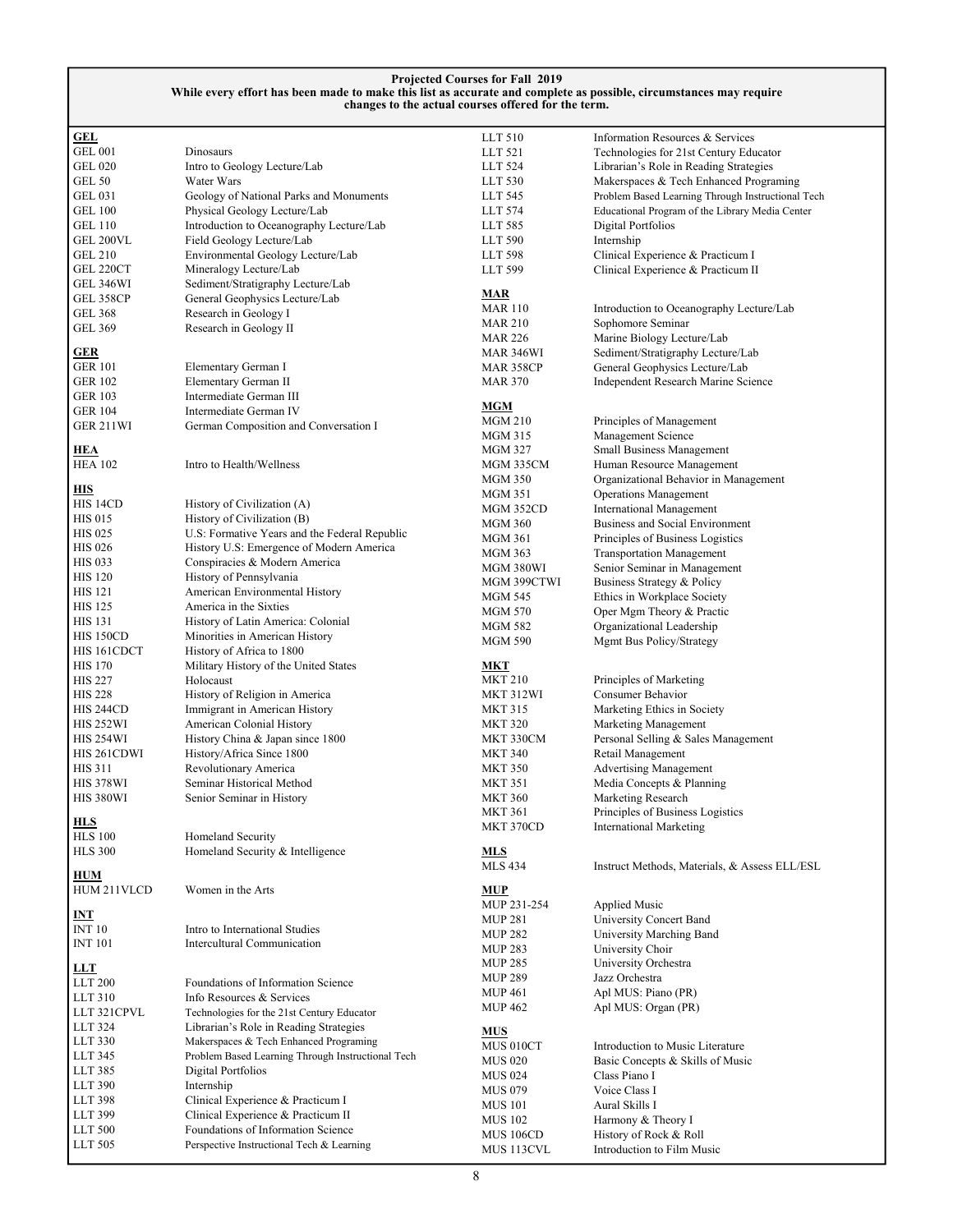**Projected Courses for Fall 2019**
**While every effort has been made to make this list as accurate and complete as possible, circumstances may require changes to the actual courses offered for the term.**

**GEL**

| | |
|---|---|
| GEL 001 | Dinosaurs |
| GEL 020 | Intro to Geology Lecture/Lab |
| GEL 50 | Water Wars |
| GEL 031 | Geology of National Parks and Monuments |
| GEL 100 | Physical Geology Lecture/Lab |
| GEL 110 | Introduction to Oceanography Lecture/Lab |
| GEL 200VL | Field Geology Lecture/Lab |
| GEL 210 | Environmental Geology Lecture/Lab |
| GEL 220CT | Mineralogy Lecture/Lab |
| GEL 346WI | Sediment/Stratigraphy Lecture/Lab |
| GEL 358CP | General Geophysics Lecture/Lab |
| GEL 368 | Research in Geology I |
| GEL 369 | Research in Geology II |

**GER**

| | |
|---|---|
| GER 101 | Elementary German I |
| GER 102 | Elementary German II |
| GER 103 | Intermediate German III |
| GER 104 | Intermediate German IV |
| GER 211WI | German Composition and Conversation I |

**HEA**

| | |
|---|---|
| HEA 102 | Intro to Health/Wellness |

**HIS**

| | |
|---|---|
| HIS 14CD | History of Civilization (A) |
| HIS 015 | History of Civilization (B) |
| HIS 025 | U.S: Formative Years and the Federal Republic |
| HIS 026 | History U.S: Emergence of Modern America |
| HIS 033 | Conspiracies & Modern America |
| HIS 120 | History of Pennsylvania |
| HIS 121 | American Environmental History |
| HIS 125 | America in the Sixties |
| HIS 131 | History of Latin America: Colonial |
| HIS 150CD | Minorities in American History |
| HIS 161CDCT | History of Africa to 1800 |
| HIS 170 | Military History of the United States |
| HIS 227 | Holocaust |
| HIS 228 | History of Religion in America |
| HIS 244CD | Immigrant in American History |
| HIS 252WI | American Colonial History |
| HIS 254WI | History China & Japan since 1800 |
| HIS 261CDWI | History/Africa Since 1800 |
| HIS 311 | Revolutionary America |
| HIS 378WI | Seminar Historical Method |
| HIS 380WI | Senior Seminar in History |

**HLS**

| | |
|---|---|
| HLS 100 | Homeland Security |
| HLS 300 | Homeland Security & Intelligence |

**HUM**

| | |
|---|---|
| HUM 211VLCD | Women in the Arts |

**INT**

| | |
|---|---|
| INT 10 | Intro to International Studies |
| INT 101 | Intercultural Communication |

**LLT**

| | |
|---|---|
| LLT 200 | Foundations of Information Science |
| LLT 310 | Info Resources & Services |
| LLT 321CPVL | Technologies for the 21st Century Educator |
| LLT 324 | Librarian's Role in Reading Strategies |
| LLT 330 | Makerspaces & Tech Enhanced Programing |
| LLT 345 | Problem Based Learning Through Instructional Tech |
| LLT 385 | Digital Portfolios |
| LLT 390 | Internship |
| LLT 398 | Clinical Experience & Practicum I |
| LLT 399 | Clinical Experience & Practicum II |
| LLT 500 | Foundations of Information Science |
| LLT 505 | Perspective Instructional Tech & Learning |
| LLT 510 | Information Resources & Services |
| LLT 521 | Technologies for 21st Century Educator |
| LLT 524 | Librarian's Role in Reading Strategies |
| LLT 530 | Makerspaces & Tech Enhanced Programing |
| LLT 545 | Problem Based Learning Through Instructional Tech |
| LLT 574 | Educational Program of the Library Media Center |
| LLT 585 | Digital Portfolios |
| LLT 590 | Internship |
| LLT 598 | Clinical Experience & Practicum I |
| LLT 599 | Clinical Experience & Practicum II |

**MAR**

| | |
|---|---|
| MAR 110 | Introduction to Oceanography Lecture/Lab |
| MAR 210 | Sophomore Seminar |
| MAR 226 | Marine Biology Lecture/Lab |
| MAR 346WI | Sediment/Stratigraphy Lecture/Lab |
| MAR 358CP | General Geophysics Lecture/Lab |
| MAR 370 | Independent Research Marine Science |

**MGM**

| | |
|---|---|
| MGM 210 | Principles of Management |
| MGM 315 | Management Science |
| MGM 327 | Small Business Management |
| MGM 335CM | Human Resource Management |
| MGM 350 | Organizational Behavior in Management |
| MGM 351 | Operations Management |
| MGM 352CD | International Management |
| MGM 360 | Business and Social Environment |
| MGM 361 | Principles of Business Logistics |
| MGM 363 | Transportation Management |
| MGM 380WI | Senior Seminar in Management |
| MGM 399CTWI | Business Strategy & Policy |
| MGM 545 | Ethics in Workplace Society |
| MGM 570 | Oper Mgm Theory & Practic |
| MGM 582 | Organizational Leadership |
| MGM 590 | Mgmt Bus Policy/Strategy |

**MKT**

| | |
|---|---|
| MKT 210 | Principles of Marketing |
| MKT 312WI | Consumer Behavior |
| MKT 315 | Marketing Ethics in Society |
| MKT 320 | Marketing Management |
| MKT 330CM | Personal Selling & Sales Management |
| MKT 340 | Retail Management |
| MKT 350 | Advertising Management |
| MKT 351 | Media Concepts & Planning |
| MKT 360 | Marketing Research |
| MKT 361 | Principles of Business Logistics |
| MKT 370CD | International Marketing |

**MLS**

| | |
|---|---|
| MLS 434 | Instruct Methods, Materials, & Assess ELL/ESL |

**MUP**

| | |
|---|---|
| MUP 231-254 | Applied Music |
| MUP 281 | University Concert Band |
| MUP 282 | University Marching Band |
| MUP 283 | University Choir |
| MUP 285 | University Orchestra |
| MUP 289 | Jazz Orchestra |
| MUP 461 | Apl MUS: Piano (PR) |
| MUP 462 | Apl MUS: Organ (PR) |

**MUS**

| | |
|---|---|
| MUS 010CT | Introduction to Music Literature |
| MUS 020 | Basic Concepts & Skills of Music |
| MUS 024 | Class Piano I |
| MUS 079 | Voice Class I |
| MUS 101 | Aural Skills I |
| MUS 102 | Harmony & Theory I |
| MUS 106CD | History of Rock & Roll |
| MUS 113CVL | Introduction to Film Music |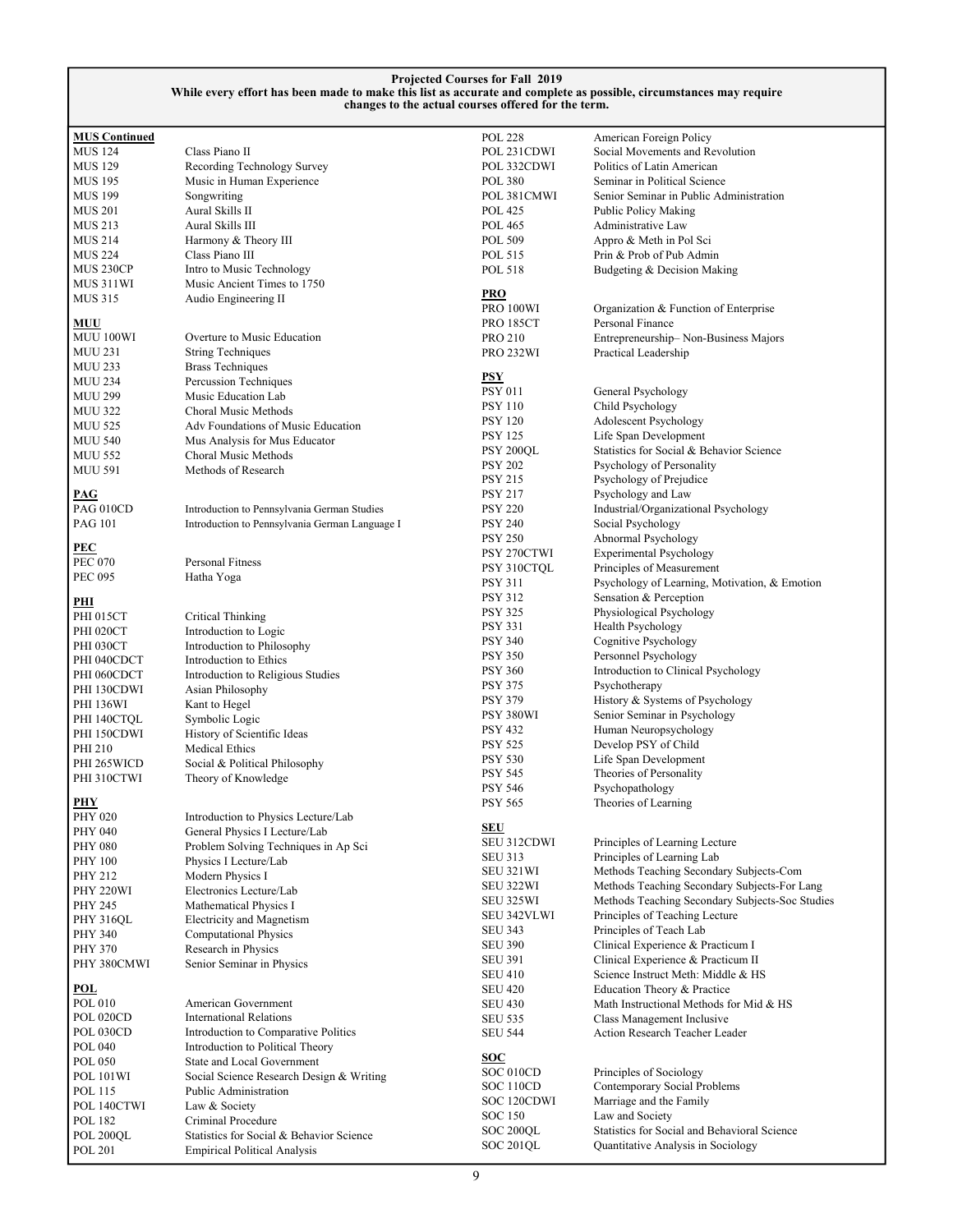**Projected Courses for Fall 2019**
**While every effort has been made to make this list as accurate and complete as possible, circumstances may require changes to the actual courses offered for the term.**

**MUS Continued**

| | |
|---|---|
| MUS 124 | Class Piano II |
| MUS 129 | Recording Technology Survey |
| MUS 195 | Music in Human Experience |
| MUS 199 | Songwriting |
| MUS 201 | Aural Skills II |
| MUS 213 | Aural Skills III |
| MUS 214 | Harmony & Theory III |
| MUS 224 | Class Piano III |
| MUS 230CP | Intro to Music Technology |
| MUS 311WI | Music Ancient Times to 1750 |
| MUS 315 | Audio Engineering II |

**MUU**

| | |
|---|---|
| MUU 100WI | Overture to Music Education |
| MUU 231 | String Techniques |
| MUU 233 | Brass Techniques |
| MUU 234 | Percussion Techniques |
| MUU 299 | Music Education Lab |
| MUU 322 | Choral Music Methods |
| MUU 525 | Adv Foundations of Music Education |
| MUU 540 | Mus Analysis for Mus Educator |
| MUU 552 | Choral Music Methods |
| MUU 591 | Methods of Research |

**PAG**

| | |
|---|---|
| PAG 010CD | Introduction to Pennsylvania German Studies |
| PAG 101 | Introduction to Pennsylvania German Language I |

**PEC**

| | |
|---|---|
| PEC 070 | Personal Fitness |
| PEC 095 | Hatha Yoga |

**PHI**

| | |
|---|---|
| PHI 015CT | Critical Thinking |
| PHI 020CT | Introduction to Logic |
| PHI 030CT | Introduction to Philosophy |
| PHI 040CDCT | Introduction to Ethics |
| PHI 060CDCT | Introduction to Religious Studies |
| PHI 130CDWI | Asian Philosophy |
| PHI 136WI | Kant to Hegel |
| PHI 140CTQL | Symbolic Logic |
| PHI 150CDWI | History of Scientific Ideas |
| PHI 210 | Medical Ethics |
| PHI 265WICD | Social & Political Philosophy |
| PHI 310CTWI | Theory of Knowledge |

**PHY**

| | |
|---|---|
| PHY 020 | Introduction to Physics Lecture/Lab |
| PHY 040 | General Physics I Lecture/Lab |
| PHY 080 | Problem Solving Techniques in Ap Sci |
| PHY 100 | Physics I Lecture/Lab |
| PHY 212 | Modern Physics I |
| PHY 220WI | Electronics Lecture/Lab |
| PHY 245 | Mathematical Physics I |
| PHY 316QL | Electricity and Magnetism |
| PHY 340 | Computational Physics |
| PHY 370 | Research in Physics |
| PHY 380CMWI | Senior Seminar in Physics |

**POL**

| | |
|---|---|
| POL 010 | American Government |
| POL 020CD | International Relations |
| POL 030CD | Introduction to Comparative Politics |
| POL 040 | Introduction to Political Theory |
| POL 050 | State and Local Government |
| POL 101WI | Social Science Research Design & Writing |
| POL 115 | Public Administration |
| POL 140CTWI | Law & Society |
| POL 182 | Criminal Procedure |
| POL 200QL | Statistics for Social & Behavior Science |
| POL 201 | Empirical Political Analysis |
| POL 228 | American Foreign Policy |
| POL 231CDWI | Social Movements and Revolution |
| POL 332CDWI | Politics of Latin American |
| POL 380 | Seminar in Political Science |
| POL 381CMWI | Senior Seminar in Public Administration |
| POL 425 | Public Policy Making |
| POL 465 | Administrative Law |
| POL 509 | Appro & Meth in Pol Sci |
| POL 515 | Prin & Prob of Pub Admin |
| POL 518 | Budgeting & Decision Making |

**PRO**

| | |
|---|---|
| PRO 100WI | Organization & Function of Enterprise |
| PRO 185CT | Personal Finance |
| PRO 210 | Entrepreneurship– Non-Business Majors |
| PRO 232WI | Practical Leadership |

**PSY**

| | |
|---|---|
| PSY 011 | General Psychology |
| PSY 110 | Child Psychology |
| PSY 120 | Adolescent Psychology |
| PSY 125 | Life Span Development |
| PSY 200QL | Statistics for Social & Behavior Science |
| PSY 202 | Psychology of Personality |
| PSY 215 | Psychology of Prejudice |
| PSY 217 | Psychology and Law |
| PSY 220 | Industrial/Organizational Psychology |
| PSY 240 | Social Psychology |
| PSY 250 | Abnormal Psychology |
| PSY 270CTWI | Experimental Psychology |
| PSY 310CTQL | Principles of Measurement |
| PSY 311 | Psychology of Learning, Motivation, & Emotion |
| PSY 312 | Sensation & Perception |
| PSY 325 | Physiological Psychology |
| PSY 331 | Health Psychology |
| PSY 340 | Cognitive Psychology |
| PSY 350 | Personnel Psychology |
| PSY 360 | Introduction to Clinical Psychology |
| PSY 375 | Psychotherapy |
| PSY 379 | History & Systems of Psychology |
| PSY 380WI | Senior Seminar in Psychology |
| PSY 432 | Human Neuropsychology |
| PSY 525 | Develop PSY of Child |
| PSY 530 | Life Span Development |
| PSY 545 | Theories of Personality |
| PSY 546 | Psychopathology |
| PSY 565 | Theories of Learning |

**SEU**

| | |
|---|---|
| SEU 312CDWI | Principles of Learning Lecture |
| SEU 313 | Principles of Learning Lab |
| SEU 321WI | Methods Teaching Secondary Subjects-Com |
| SEU 322WI | Methods Teaching Secondary Subjects-For Lang |
| SEU 325WI | Methods Teaching Secondary Subjects-Soc Studies |
| SEU 342VLWI | Principles of Teaching Lecture |
| SEU 343 | Principles of Teach Lab |
| SEU 390 | Clinical Experience & Practicum I |
| SEU 391 | Clinical Experience & Practicum II |
| SEU 410 | Science Instruct Meth: Middle & HS |
| SEU 420 | Education Theory & Practice |
| SEU 430 | Math Instructional Methods for Mid & HS |
| SEU 535 | Class Management Inclusive |
| SEU 544 | Action Research Teacher Leader |

**SOC**

| | |
|---|---|
| SOC 010CD | Principles of Sociology |
| SOC 110CD | Contemporary Social Problems |
| SOC 120CDWI | Marriage and the Family |
| SOC 150 | Law and Society |
| SOC 200QL | Statistics for Social and Behavioral Science |
| SOC 201QL | Quantitative Analysis in Sociology |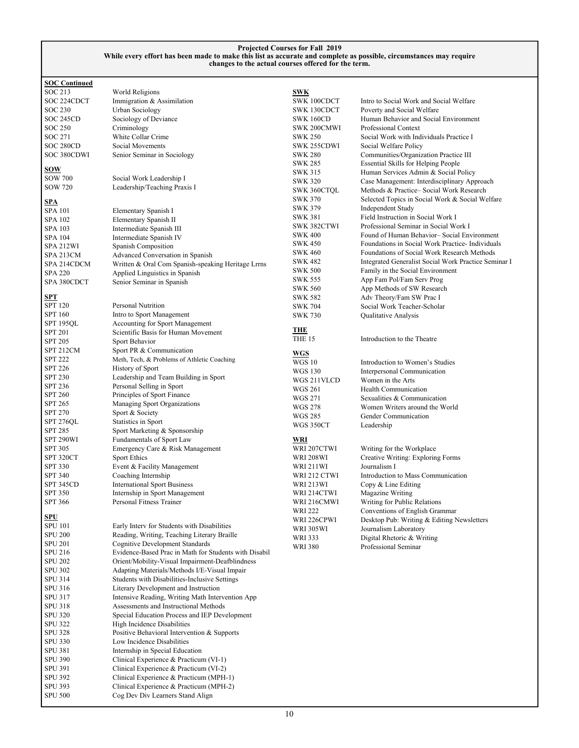**Projected Courses for Fall 2019**
**While every effort has been made to make this list as accurate and complete as possible, circumstances may require changes to the actual courses offered for the term.**

**SOC Continued**

| | |
|---|---|
| SOC 213 | World Religions |
| SOC 224CDCT | Immigration & Assimilation |
| SOC 230 | Urban Sociology |
| SOC 245CD | Sociology of Deviance |
| SOC 250 | Criminology |
| SOC 271 | White Collar Crime |
| SOC 280CD | Social Movements |
| SOC 380CDWI | Senior Seminar in Sociology |

**SOW**

| | |
|---|---|
| SOW 700 | Social Work Leadership I |
| SOW 720 | Leadership/Teaching Praxis I |

**SPA**

| | |
|---|---|
| SPA 101 | Elementary Spanish I |
| SPA 102 | Elementary Spanish II |
| SPA 103 | Intermediate Spanish III |
| SPA 104 | Intermediate Spanish IV |
| SPA 212WI | Spanish Composition |
| SPA 213CM | Advanced Conversation in Spanish |
| SPA 214CDCM | Written & Oral Com Spanish-speaking Heritage Lrrns |
| SPA 220 | Applied Linguistics in Spanish |
| SPA 380CDCT | Senior Seminar in Spanish |

**SPT**

| | |
|---|---|
| SPT 120 | Personal Nutrition |
| SPT 160 | Intro to Sport Management |
| SPT 195QL | Accounting for Sport Management |
| SPT 201 | Scientific Basis for Human Movement |
| SPT 205 | Sport Behavior |
| SPT 212CM | Sport PR & Communication |
| SPT 222 | Meth, Tech, & Problems of Athletic Coaching |
| SPT 226 | History of Sport |
| SPT 230 | Leadership and Team Building in Sport |
| SPT 236 | Personal Selling in Sport |
| SPT 260 | Principles of Sport Finance |
| SPT 265 | Managing Sport Organizations |
| SPT 270 | Sport & Society |
| SPT 276QL | Statistics in Sport |
| SPT 285 | Sport Marketing & Sponsorship |
| SPT 290WI | Fundamentals of Sport Law |
| SPT 305 | Emergency Care & Risk Management |
| SPT 320CT | Sport Ethics |
| SPT 330 | Event & Facility Management |
| SPT 340 | Coaching Internship |
| SPT 345CD | International Sport Business |
| SPT 350 | Internship in Sport Management |
| SPT 366 | Personal Fitness Trainer |

**SPU**

| | |
|---|---|
| SPU 101 | Early Interv for Students with Disabilities |
| SPU 200 | Reading, Writing, Teaching Literary Braille |
| SPU 201 | Cognitive Development Standards |
| SPU 216 | Evidence-Based Prac in Math for Students with Disabil |
| SPU 202 | Orient/Mobility-Visual Impairment-Deafblindness |
| SPU 302 | Adapting Materials/Methods I/E-Visual Impair |
| SPU 314 | Students with Disabilities-Inclusive Settings |
| SPU 316 | Literary Development and Instruction |
| SPU 317 | Intensive Reading, Writing Math Intervention App |
| SPU 318 | Assessments and Instructional Methods |
| SPU 320 | Special Education Process and IEP Development |
| SPU 322 | High Incidence Disabilities |
| SPU 328 | Positive Behavioral Intervention & Supports |
| SPU 330 | Low Incidence Disabilities |
| SPU 381 | Internship in Special Education |
| SPU 390 | Clinical Experience & Practicum (VI-1) |
| SPU 391 | Clinical Experience & Practicum (VI-2) |
| SPU 392 | Clinical Experience & Practicum (MPH-1) |
| SPU 393 | Clinical Experience & Practicum (MPH-2) |
| SPU 500 | Cog Dev Div Learners Stand Align |

**SWK**

| | |
|---|---|
| SWK 100CDCT | Intro to Social Work and Social Welfare |
| SWK 130CDCT | Poverty and Social Welfare |
| SWK 160CD | Human Behavior and Social Environment |
| SWK 200CMWI | Professional Context |
| SWK 250 | Social Work with Individuals Practice I |
| SWK 255CDWI | Social Welfare Policy |
| SWK 280 | Communities/Organization Practice III |
| SWK 285 | Essential Skills for Helping People |
| SWK 315 | Human Services Admin & Social Policy |
| SWK 320 | Case Management: Interdisciplinary Approach |
| SWK 360CTQL | Methods & Practice– Social Work Research |
| SWK 370 | Selected Topics in Social Work & Social Welfare |
| SWK 379 | Independent Study |
| SWK 381 | Field Instruction in Social Work I |
| SWK 382CTWI | Professional Seminar in Social Work I |
| SWK 400 | Found of Human Behavior– Social Environment |
| SWK 450 | Foundations in Social Work Practice- Individuals |
| SWK 460 | Foundations of Social Work Research Methods |
| SWK 482 | Integrated Generalist Social Work Practice Seminar I |
| SWK 500 | Family in the Social Environment |
| SWK 555 | App Fam Pol/Fam Serv Prog |
| SWK 560 | App Methods of SW Research |
| SWK 582 | Adv Theory/Fam SW Prac I |
| SWK 704 | Social Work Teacher-Scholar |
| SWK 730 | Qualitative Analysis |

**THE**

| | |
|---|---|
| THE 15 | Introduction to the Theatre |

**WGS**

| | |
|---|---|
| WGS 10 | Introduction to Women's Studies |
| WGS 130 | Interpersonal Communication |
| WGS 211VLCD | Women in the Arts |
| WGS 261 | Health Communication |
| WGS 271 | Sexualities & Communication |
| WGS 278 | Women Writers around the World |
| WGS 285 | Gender Communication |
| WGS 350CT | Leadership |

**WRI**

| | |
|---|---|
| WRI 207CTWI | Writing for the Workplace |
| WRI 208WI | Creative Writing: Exploring Forms |
| WRI 211WI | Journalism I |
| WRI 212 CTWI | Introduction to Mass Communication |
| WRI 213WI | Copy & Line Editing |
| WRI 214CTWI | Magazine Writing |
| WRI 216CMWI | Writing for Public Relations |
| WRI 222 | Conventions of English Grammar |
| WRI 226CPWI | Desktop Pub: Writing & Editing Newsletters |
| WRI 305WI | Journalism Laboratory |
| WRI 333 | Digital Rhetoric & Writing |
| WRI 380 | Professional Seminar |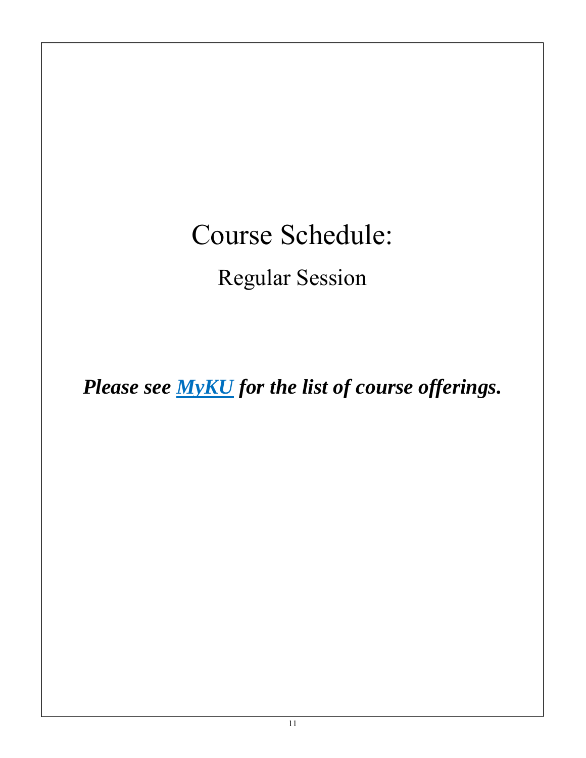# Course Schedule:

## Regular Session

***Please see MyKU for the list of course offerings.***